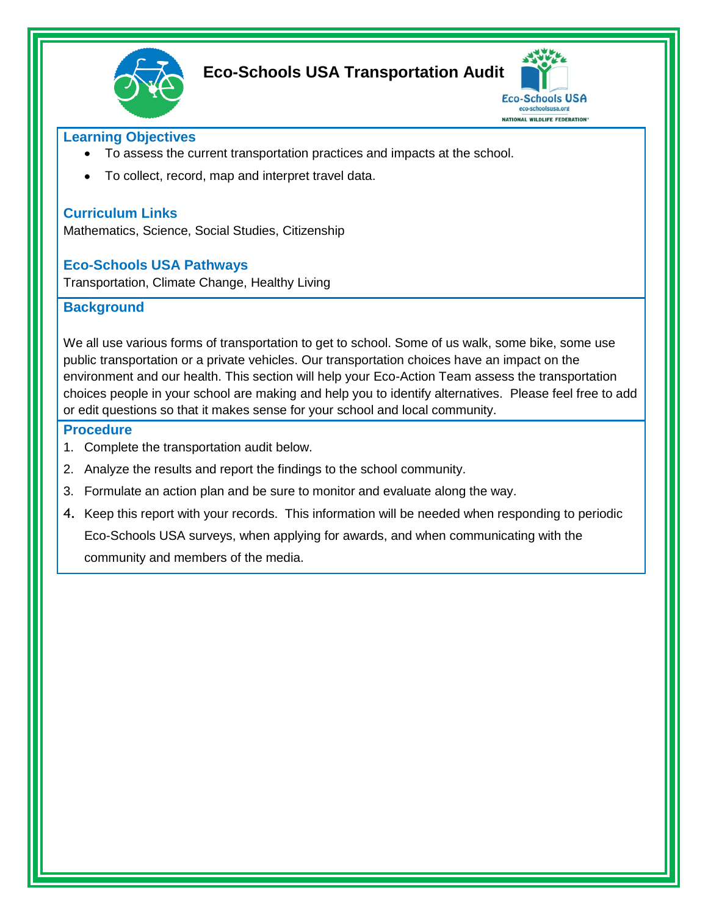# Eco-Schools USA Transportation Audit

Eco-Schools USA
eco-schoolsusa.org
NATIONAL WILDLIFE FEDERATION

## Learning Objectives

- To assess the current transportation practices and impacts at the school.
- To collect, record, map and interpret travel data.

## Curriculum Links

Mathematics, Science, Social Studies, Citizenship

## Eco-Schools USA Pathways

Transportation, Climate Change, Healthy Living

## Background

We all use various forms of transportation to get to school. Some of us walk, some bike, some use public transportation or a private vehicles. Our transportation choices have an impact on the environment and our health. This section will help your Eco-Action Team assess the transportation choices people in your school are making and help you to identify alternatives. Please feel free to add or edit questions so that it makes sense for your school and local community.

## Procedure

1. Complete the transportation audit below.
2. Analyze the results and report the findings to the school community.
3. Formulate an action plan and be sure to monitor and evaluate along the way.
4. Keep this report with your records. This information will be needed when responding to periodic Eco-Schools USA surveys, when applying for awards, and when communicating with the community and members of the media.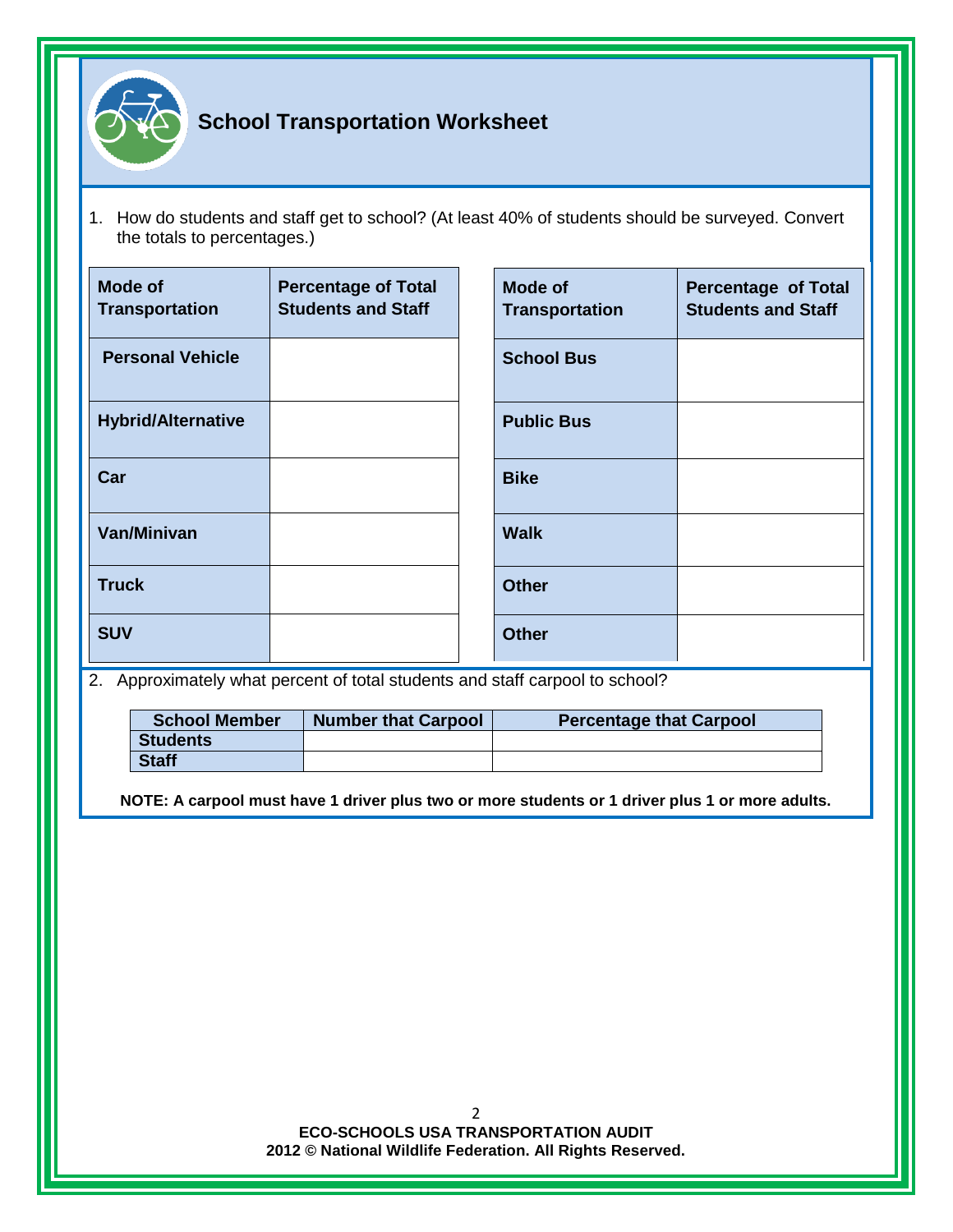## School Transportation Worksheet

1. How do students and staff get to school? (At least 40% of students should be surveyed. Convert the totals to percentages.)

| Mode of Transportation | Percentage of Total Students and Staff |
|---|---|
| Personal Vehicle | |
| Hybrid/Alternative | |
| Car | |
| Van/Minivan | |
| Truck | |
| SUV | |

| Mode of Transportation | Percentage of Total Students and Staff |
|---|---|
| School Bus | |
| Public Bus | |
| Bike | |
| Walk | |
| Other | |
| Other | |

2. Approximately what percent of total students and staff carpool to school?

| School Member | Number that Carpool | Percentage that Carpool |
|---|---|---|
| Students | | |
| Staff | | |

**NOTE: A carpool must have 1 driver plus two or more students or 1 driver plus 1 or more adults.**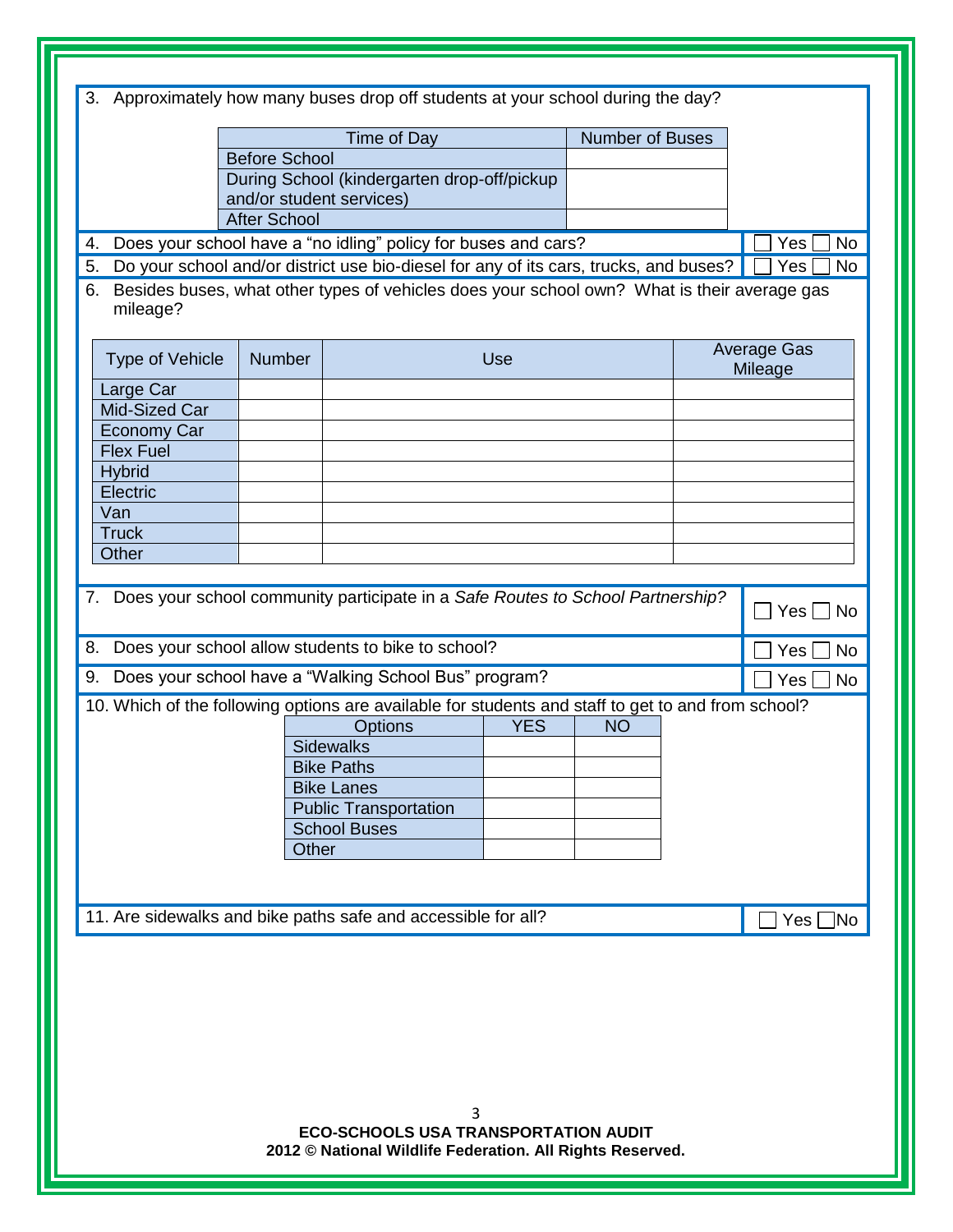3. Approximately how many buses drop off students at your school during the day?

| Time of Day | Number of Buses |
| --- | --- |
| Before School | |
| During School (kindergarten drop-off/pickup and/or student services) | |
| After School | |

4. Does your school have a "no idling" policy for buses and cars? ☐ Yes ☐ No

5. Do your school and/or district use bio-diesel for any of its cars, trucks, and buses? ☐ Yes ☐ No

6. Besides buses, what other types of vehicles does your school own? What is their average gas mileage?

| Type of Vehicle | Number | Use | Average Gas Mileage |
| --- | --- | --- | --- |
| Large Car | | | |
| Mid-Sized Car | | | |
| Economy Car | | | |
| Flex Fuel | | | |
| Hybrid | | | |
| Electric | | | |
| Van | | | |
| Truck | | | |
| Other | | | |

7. Does your school community participate in a *Safe Routes to School Partnership?* ☐ Yes ☐ No

8. Does your school allow students to bike to school? ☐ Yes ☐ No

9. Does your school have a "Walking School Bus" program? ☐ Yes ☐ No

10. Which of the following options are available for students and staff to get to and from school?

| Options | YES | NO |
| --- | --- | --- |
| Sidewalks | | |
| Bike Paths | | |
| Bike Lanes | | |
| Public Transportation | | |
| School Buses | | |
| Other | | |

11. Are sidewalks and bike paths safe and accessible for all? ☐ Yes ☐ No

**ECO-SCHOOLS USA TRANSPORTATION AUDIT**
**2012 © National Wildlife Federation. All Rights Reserved.**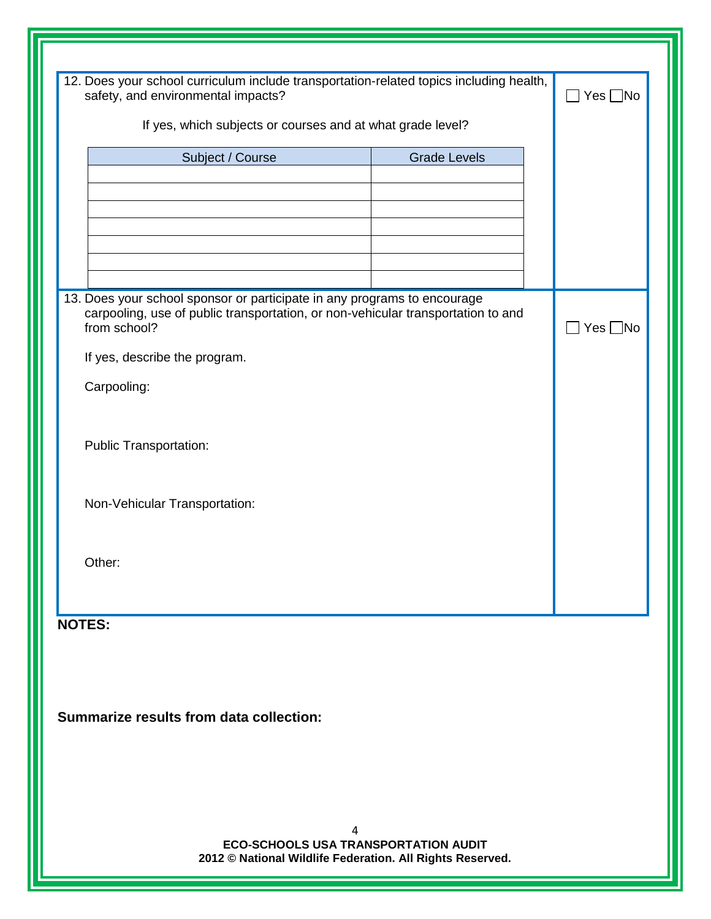12. Does your school curriculum include transportation-related topics including health, safety, and environmental impacts? ☐ Yes ☐ No

If yes, which subjects or courses and at what grade level?

| Subject / Course | Grade Levels |
| --- | --- |
| | |
| | |
| | |
| | |
| | |
| | |
| | |

13. Does your school sponsor or participate in any programs to encourage carpooling, use of public transportation, or non-vehicular transportation to and from school? ☐ Yes ☐ No

If yes, describe the program.

Carpooling:

Public Transportation:

Non-Vehicular Transportation:

Other:

**NOTES:**

**Summarize results from data collection:**

**ECO-SCHOOLS USA TRANSPORTATION AUDIT**
**2012 © National Wildlife Federation. All Rights Reserved.**